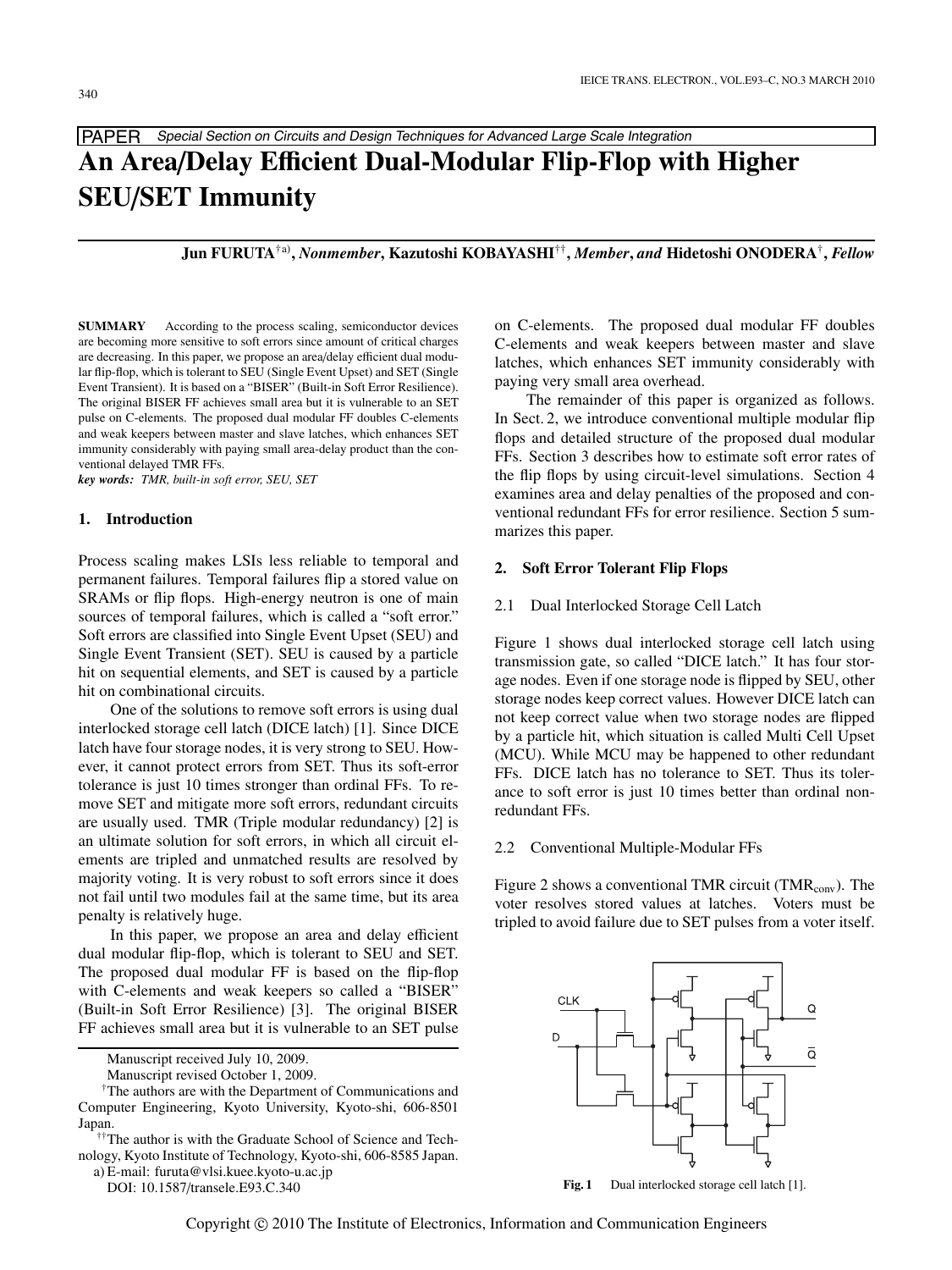PAPER *Special Section on Circuits and Design Techniques for Advanced Large Scale Integration*

# An Area/Delay Efficient Dual-Modular Flip-Flop with Higher SEU/SET Immunity

**Jun FURUTA**[†a)], *Nonmember*, **Kazutoshi KOBAYASHI**[††], *Member*, *and* **Hidetoshi ONODERA**[†], *Fellow*

**SUMMARY** According to the process scaling, semiconductor devices are becoming more sensitive to soft errors since amount of critical charges are decreasing. In this paper, we propose an area/delay efficient dual modular flip-flop, which is tolerant to SEU (Single Event Upset) and SET (Single Event Transient). It is based on a "BISER" (Built-in Soft Error Resilience). The original BISER FF achieves small area but it is vulnerable to an SET pulse on C-elements. The proposed dual modular FF doubles C-elements and weak keepers between master and slave latches, which enhances SET immunity considerably with paying small area-delay product than the conventional delayed TMR FFs.

*key words:* *TMR, built-in soft error, SEU, SET*

## 1. Introduction

Process scaling makes LSIs less reliable to temporal and permanent failures. Temporal failures flip a stored value on SRAMs or flip flops. High-energy neutron is one of main sources of temporal failures, which is called a "soft error." Soft errors are classified into Single Event Upset (SEU) and Single Event Transient (SET). SEU is caused by a particle hit on sequential elements, and SET is caused by a particle hit on combinational circuits.

One of the solutions to remove soft errors is using dual interlocked storage cell latch (DICE latch) [1]. Since DICE latch have four storage nodes, it is very strong to SEU. However, it cannot protect errors from SET. Thus its soft-error tolerance is just 10 times stronger than ordinal FFs. To remove SET and mitigate more soft errors, redundant circuits are usually used. TMR (Triple modular redundancy) [2] is an ultimate solution for soft errors, in which all circuit elements are tripled and unmatched results are resolved by majority voting. It is very robust to soft errors since it does not fail until two modules fail at the same time, but its area penalty is relatively huge.

In this paper, we propose an area and delay efficient dual modular flip-flop, which is tolerant to SEU and SET. The proposed dual modular FF is based on the flip-flop with C-elements and weak keepers so called a "BISER" (Built-in Soft Error Resilience) [3]. The original BISER FF achieves small area but it is vulnerable to an SET pulse on C-elements. The proposed dual modular FF doubles C-elements and weak keepers between master and slave latches, which enhances SET immunity considerably with paying very small area overhead.

The remainder of this paper is organized as follows. In Sect. 2, we introduce conventional multiple modular flip flops and detailed structure of the proposed dual modular FFs. Section 3 describes how to estimate soft error rates of the flip flops by using circuit-level simulations. Section 4 examines area and delay penalties of the proposed and conventional redundant FFs for error resilience. Section 5 summarizes this paper.

## 2. Soft Error Tolerant Flip Flops

### 2.1 Dual Interlocked Storage Cell Latch

Figure 1 shows dual interlocked storage cell latch using transmission gate, so called "DICE latch." It has four storage nodes. Even if one storage node is flipped by SEU, other storage nodes keep correct values. However DICE latch can not keep correct value when two storage nodes are flipped by a particle hit, which situation is called Multi Cell Upset (MCU). While MCU may be happened to other redundant FFs. DICE latch has no tolerance to SET. Thus its tolerance to soft error is just 10 times better than ordinal non-redundant FFs.

### 2.2 Conventional Multiple-Modular FFs

Figure 2 shows a conventional TMR circuit ($TMR_{conv}$). The voter resolves stored values at latches. Voters must be tripled to avoid failure due to SET pulses from a voter itself.

CLK
D
Q
$\overline{Q}$

**Fig. 1** Dual interlocked storage cell latch [1].

---

Manuscript received July 10, 2009.
Manuscript revised October 1, 2009.
[†]The authors are with the Department of Communications and Computer Engineering, Kyoto University, Kyoto-shi, 606-8501 Japan.
[††]The author is with the Graduate School of Science and Technology, Kyoto Institute of Technology, Kyoto-shi, 606-8585 Japan.
a) E-mail: furuta@vlsi.kuee.kyoto-u.ac.jp
DOI: 10.1587/transele.E93.C.340

Copyright © 2010 The Institute of Electronics, Information and Communication Engineers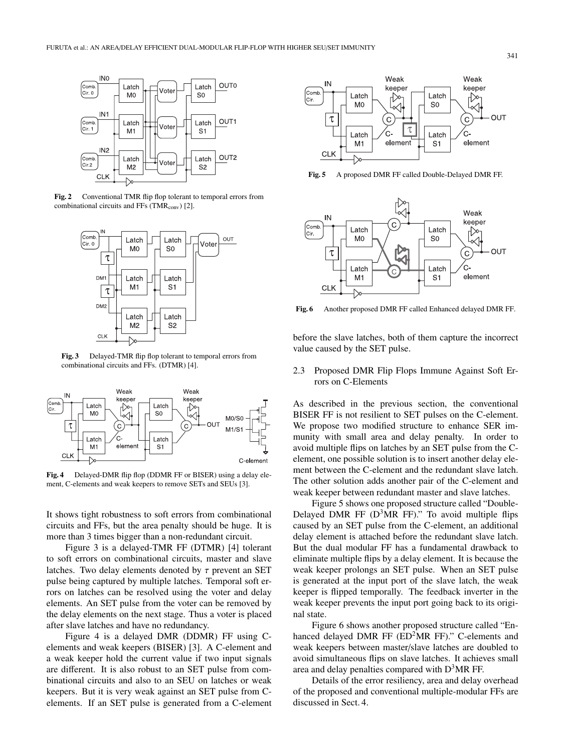Fig. 2 Conventional TMR flip flop tolerant to temporal errors from combinational circuits and FFs ($TMR_{conv}$) [2].

Fig. 3 Delayed-TMR flip flop tolerant to temporal errors from combinational circuits and FFs. (DTMR) [4].

Fig. 4 Delayed-DMR flip flop (DDMR FF or BISER) using a delay element, C-elements and weak keepers to remove SETs and SEUs [3].

It shows tight robustness to soft errors from combinational circuits and FFs, but the area penalty should be huge. It is more than 3 times bigger than a non-redundant circuit.

Figure 3 is a delayed-TMR FF (DTMR) [4] tolerant to soft errors on combinational circuits, master and slave latches. Two delay elements denoted by $\tau$ prevent an SET pulse being captured by multiple latches. Temporal soft errors on latches can be resolved using the voter and delay elements. An SET pulse from the voter can be removed by the delay elements on the next stage. Thus a voter is placed after slave latches and have no redundancy.

Figure 4 is a delayed DMR (DDMR) FF using C-elements and weak keepers (BISER) [3]. A C-element and a weak keeper hold the current value if two input signals are different. It is also robust to an SET pulse from combinational circuits and also to an SEU on latches or weak keepers. But it is very weak against an SET pulse from C-elements. If an SET pulse is generated from a C-element before the slave latches, both of them capture the incorrect value caused by the SET pulse.

Fig. 5 A proposed DMR FF called Double-Delayed DMR FF.

Fig. 6 Another proposed DMR FF called Enhanced delayed DMR FF.

### 2.3 Proposed DMR Flip Flops Immune Against Soft Errors on C-Elements

As described in the previous section, the conventional BISER FF is not resilient to SET pulses on the C-element. We propose two modified structure to enhance SER immunity with small area and delay penalty. In order to avoid multiple flips on latches by an SET pulse from the C-element, one possible solution is to insert another delay element between the C-element and the redundant slave latch. The other solution adds another pair of the C-element and weak keeper between redundant master and slave latches.

Figure 5 shows one proposed structure called "Double-Delayed DMR FF ($D^3MR$ FF)." To avoid multiple flips caused by an SET pulse from the C-element, an additional delay element is attached before the redundant slave latch. But the dual modular FF has a fundamental drawback to eliminate multiple flips by a delay element. It is because the weak keeper prolongs an SET pulse. When an SET pulse is generated at the input port of the slave latch, the weak keeper is flipped temporally. The feedback inverter in the weak keeper prevents the input port going back to its original state.

Figure 6 shows another proposed structure called "Enhanced delayed DMR FF ($ED^2MR$ FF)." C-elements and weak keepers between master/slave latches are doubled to avoid simultaneous flips on slave latches. It achieves small area and delay penalties compared with $D^3MR$ FF.

Details of the error resiliency, area and delay overhead of the proposed and conventional multiple-modular FFs are discussed in Sect. 4.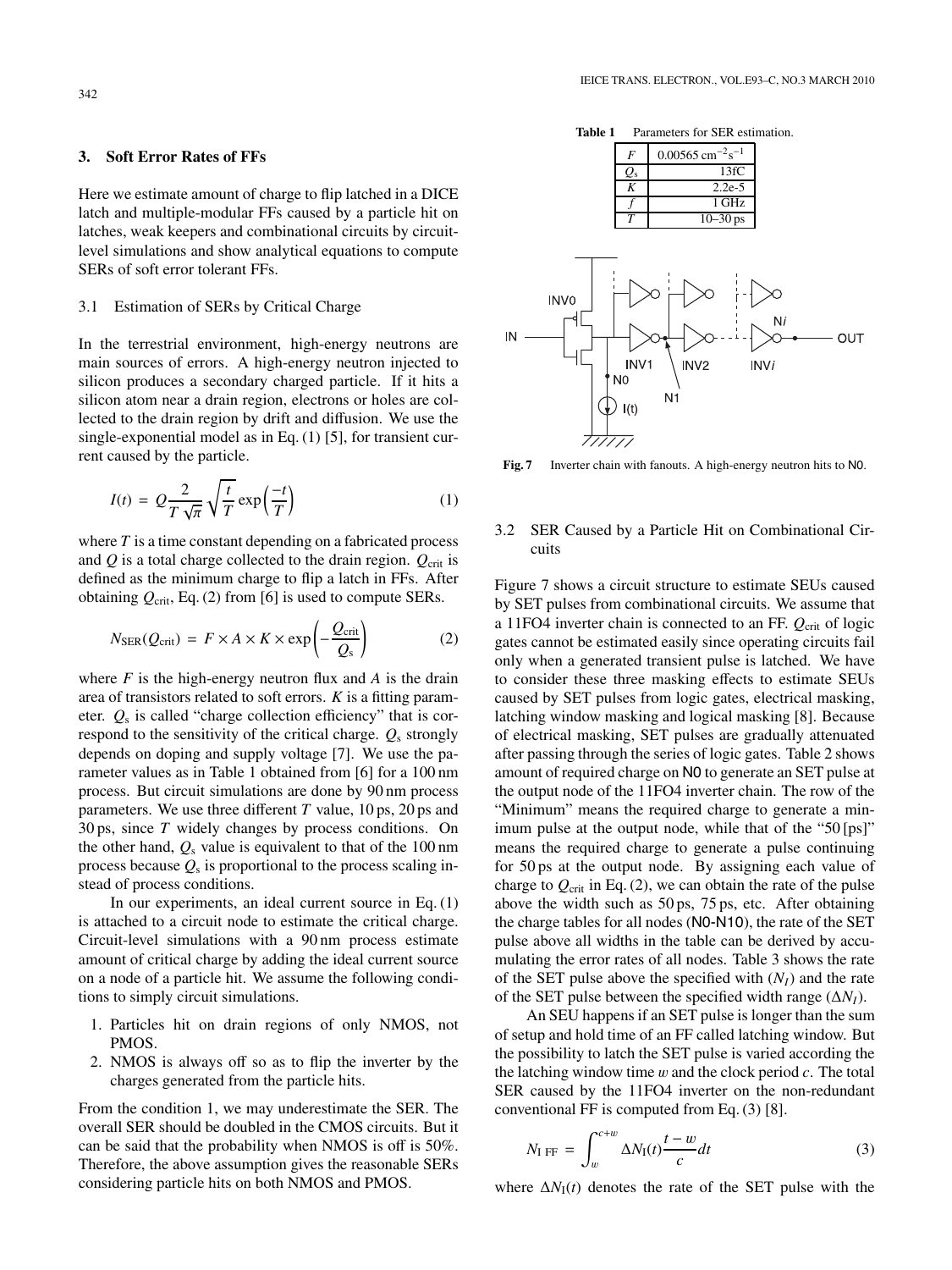## 3. Soft Error Rates of FFs

Here we estimate amount of charge to flip latched in a DICE latch and multiple-modular FFs caused by a particle hit on latches, weak keepers and combinational circuits by circuit-level simulations and show analytical equations to compute SERs of soft error tolerant FFs.

### 3.1 Estimation of SERs by Critical Charge

In the terrestrial environment, high-energy neutrons are main sources of errors. A high-energy neutron injected to silicon produces a secondary charged particle. If it hits a silicon atom near a drain region, electrons or holes are collected to the drain region by drift and diffusion. We use the single-exponential model as in Eq. (1) [5], for transient current caused by the particle.

$$I(t) = Q\frac{2}{T\sqrt{\pi}}\sqrt{\frac{t}{T}}\exp\left(\frac{-t}{T}\right) \quad (1)$$

where $T$ is a time constant depending on a fabricated process and $Q$ is a total charge collected to the drain region. $Q_{\text{crit}}$ is defined as the minimum charge to flip a latch in FFs. After obtaining $Q_{\text{crit}}$, Eq. (2) from [6] is used to compute SERs.

$$N_{\text{SER}}(Q_{\text{crit}}) = F \times A \times K \times \exp\left(-\frac{Q_{\text{crit}}}{Q_{\text{s}}}\right) \quad (2)$$

where $F$ is the high-energy neutron flux and $A$ is the drain area of transistors related to soft errors. $K$ is a fitting parameter. $Q_{\text{s}}$ is called "charge collection efficiency" that is correspond to the sensitivity of the critical charge. $Q_{\text{s}}$ strongly depends on doping and supply voltage [7]. We use the parameter values as in Table 1 obtained from [6] for a 100 nm process. But circuit simulations are done by 90 nm process parameters. We use three different $T$ value, 10 ps, 20 ps and 30 ps, since $T$ widely changes by process conditions. On the other hand, $Q_{\text{s}}$ value is equivalent to that of the 100 nm process because $Q_{\text{s}}$ is proportional to the process scaling instead of process conditions.

In our experiments, an ideal current source in Eq. (1) is attached to a circuit node to estimate the critical charge. Circuit-level simulations with a 90 nm process estimate amount of critical charge by adding the ideal current source on a node of a particle hit. We assume the following conditions to simply circuit simulations.

1. Particles hit on drain regions of only NMOS, not PMOS.
2. NMOS is always off so as to flip the inverter by the charges generated from the particle hits.

From the condition 1, we may underestimate the SER. The overall SER should be doubled in the CMOS circuits. But it can be said that the probability when NMOS is off is 50%. Therefore, the above assumption gives the reasonable SERs considering particle hits on both NMOS and PMOS.

**Table 1** Parameters for SER estimation.

| | |
|---|---|
| $F$ | $0.00565\,\text{cm}^{-2}\text{s}^{-1}$ |
| $Q_{\text{s}}$ | 13fC |
| $K$ | 2.2e-5 |
| $f$ | 1 GHz |
| $T$ | 10–30 ps |

**Fig. 7** Inverter chain with fanouts. A high-energy neutron hits to N0.

### 3.2 SER Caused by a Particle Hit on Combinational Circuits

Figure 7 shows a circuit structure to estimate SEUs caused by SET pulses from combinational circuits. We assume that a 11FO4 inverter chain is connected to an FF. $Q_{\text{crit}}$ of logic gates cannot be estimated easily since operating circuits fail only when a generated transient pulse is latched. We have to consider these three masking effects to estimate SEUs caused by SET pulses from logic gates, electrical masking, latching window masking and logical masking [8]. Because of electrical masking, SET pulses are gradually attenuated after passing through the series of logic gates. Table 2 shows amount of required charge on N0 to generate an SET pulse at the output node of the 11FO4 inverter chain. The row of the "Minimum" means the required charge to generate a minimum pulse at the output node, while that of the "50 [ps]" means the required charge to generate a pulse continuing for 50 ps at the output node. By assigning each value of charge to $Q_{\text{crit}}$ in Eq. (2), we can obtain the rate of the pulse above the width such as 50 ps, 75 ps, etc. After obtaining the charge tables for all nodes (N0-N10), the rate of the SET pulse above all widths in the table can be derived by accumulating the error rates of all nodes. Table 3 shows the rate of the SET pulse above the specified with ($N_I$) and the rate of the SET pulse between the specified width range ($\Delta N_I$).

An SEU happens if an SET pulse is longer than the sum of setup and hold time of an FF called latching window. But the possibility to latch the SET pulse is varied according the the latching window time $w$ and the clock period $c$. The total SER caused by the 11FO4 inverter on the non-redundant conventional FF is computed from Eq. (3) [8].

$$N_{\text{I FF}} = \int_{w}^{c+w} \Delta N_{\text{I}}(t)\frac{t-w}{c}dt \quad (3)$$

where $\Delta N_{\text{I}}(t)$ denotes the rate of the SET pulse with the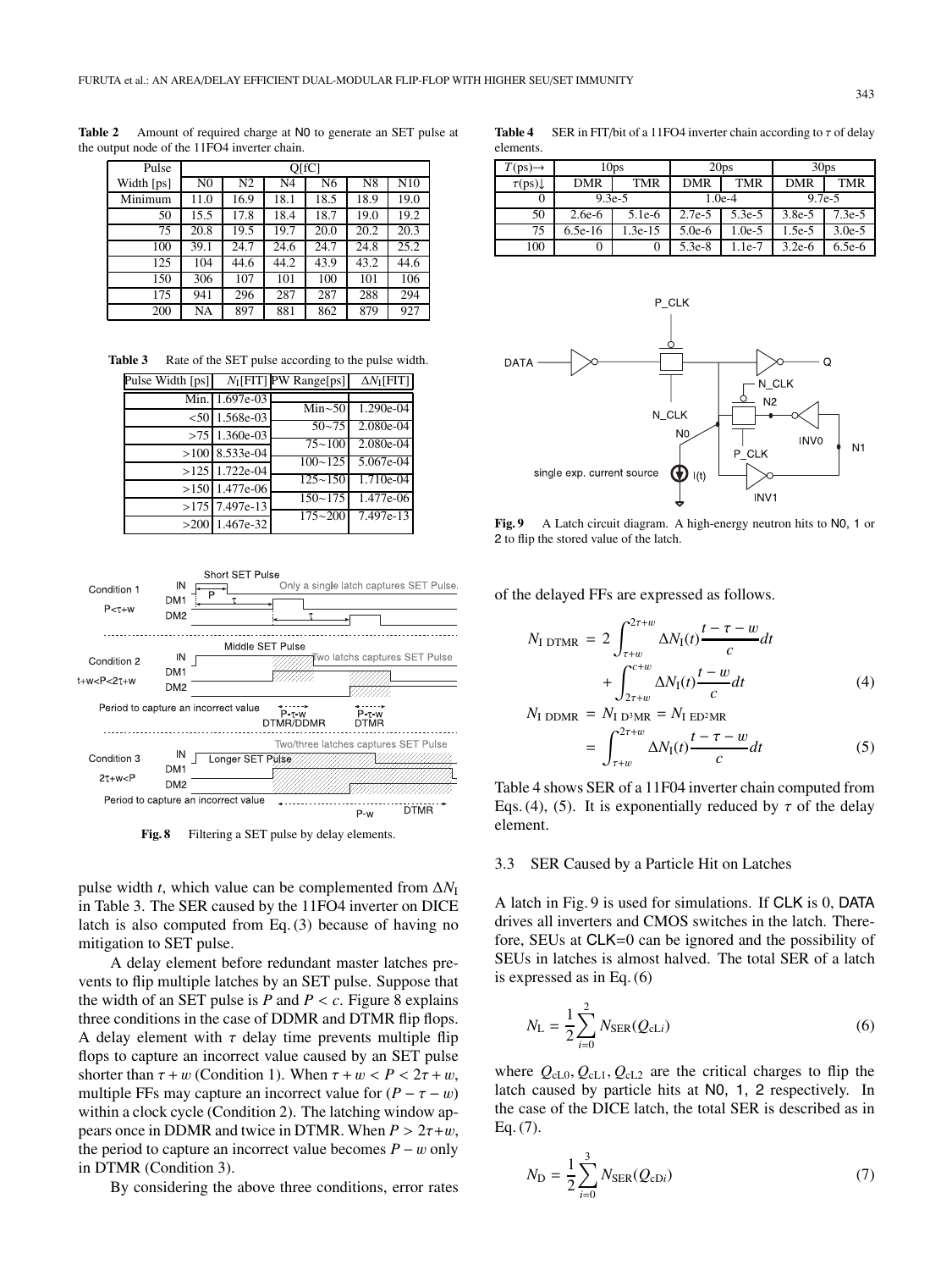**Table 2** Amount of required charge at N0 to generate an SET pulse at the output node of the 11FO4 inverter chain.

| Pulse | Q[fC] | | | | | |
|---|---|---|---|---|---|---|
| Width [ps] | N0 | N2 | N4 | N6 | N8 | N10 |
| Minimum | 11.0 | 16.9 | 18.1 | 18.5 | 18.9 | 19.0 |
| 50 | 15.5 | 17.8 | 18.4 | 18.7 | 19.0 | 19.2 |
| 75 | 20.8 | 19.5 | 19.7 | 20.0 | 20.2 | 20.3 |
| 100 | 39.1 | 24.7 | 24.6 | 24.7 | 24.8 | 25.2 |
| 125 | 104 | 44.6 | 44.2 | 43.9 | 43.2 | 44.6 |
| 150 | 306 | 107 | 101 | 100 | 101 | 106 |
| 175 | 941 | 296 | 287 | 287 | 288 | 294 |
| 200 | NA | 897 | 881 | 862 | 879 | 927 |

**Table 3** Rate of the SET pulse according to the pulse width.

| Pulse Width [ps] | $N_I$[FIT] | PW Range[ps] | $\Delta N_I$[FIT] |
|---|---|---|---|
| Min. | 1.697e-03 | Min~50 | 1.290e-04 |
| <50 | 1.568e-03 | 50~75 | 2.080e-04 |
| >75 | 1.360e-03 | 75~100 | 2.080e-04 |
| >100 | 8.533e-04 | 100~125 | 5.067e-04 |
| >125 | 1.722e-04 | 125~150 | 1.710e-04 |
| >150 | 1.477e-06 | 150~175 | 1.477e-06 |
| >175 | 7.497e-13 | 175~200 | 7.497e-13 |
| >200 | 1.467e-32 | | |

**Fig. 8** Filtering a SET pulse by delay elements.

pulse width $t$, which value can be complemented from $\Delta N_I$ in Table 3. The SER caused by the 11FO4 inverter on DICE latch is also computed from Eq. (3) because of having no mitigation to SET pulse.

A delay element before redundant master latches prevents to flip multiple latches by an SET pulse. Suppose that the width of an SET pulse is $P$ and $P < c$. Figure 8 explains three conditions in the case of DDMR and DTMR flip flops. A delay element with $\tau$ delay time prevents multiple flip flops to capture an incorrect value caused by an SET pulse shorter than $\tau + w$ (Condition 1). When $\tau + w < P < 2\tau + w$, multiple FFs may capture an incorrect value for $(P - \tau - w)$ within a clock cycle (Condition 2). The latching window appears once in DDMR and twice in DTMR. When $P > 2\tau + w$, the period to capture an incorrect value becomes $P - w$ only in DTMR (Condition 3).

By considering the above three conditions, error rates of the delayed FFs are expressed as follows.

$$N_{I\ DTMR} = 2\int_{\tau+w}^{2\tau+w} \Delta N_I(t)\frac{t-\tau-w}{c}dt + \int_{2\tau+w}^{c+w} \Delta N_I(t)\frac{t-w}{c}dt \tag{4}$$

$$N_{I\ DDMR} = N_{I\ D^3MR} = N_{I\ ED^2MR} = \int_{\tau+w}^{2\tau+w} \Delta N_I(t)\frac{t-\tau-w}{c}dt \tag{5}$$

Table 4 shows SER of a 11F04 inverter chain computed from Eqs. (4), (5). It is exponentially reduced by $\tau$ of the delay element.

**Table 4** SER in FIT/bit of a 11FO4 inverter chain according to $\tau$ of delay elements.

| $T$(ps)→ | 10ps | | 20ps | | 30ps | |
|---|---|---|---|---|---|---|
| $\tau$(ps)↓ | DMR | TMR | DMR | TMR | DMR | TMR |
| 0 | 9.3e-5 | | 1.0e-4 | | 9.7e-5 | |
| 50 | 2.6e-6 | 5.1e-6 | 2.7e-5 | 5.3e-5 | 3.8e-5 | 7.3e-5 |
| 75 | 6.5e-16 | 1.3e-15 | 5.0e-6 | 1.0e-5 | 1.5e-5 | 3.0e-5 |
| 100 | 0 | 0 | 5.3e-8 | 1.1e-7 | 3.2e-6 | 6.5e-6 |

**Fig. 9** A Latch circuit diagram. A high-energy neutron hits to N0, 1 or 2 to flip the stored value of the latch.

### 3.3 SER Caused by a Particle Hit on Latches

A latch in Fig. 9 is used for simulations. If CLK is 0, DATA drives all inverters and CMOS switches in the latch. Therefore, SEUs at CLK=0 can be ignored and the possibility of SEUs in latches is almost halved. The total SER of a latch is expressed as in Eq. (6)

$$N_L = \frac{1}{2}\sum_{i=0}^{2} N_{SER}(Q_{cLi}) \tag{6}$$

where $Q_{cL0}$, $Q_{cL1}$, $Q_{cL2}$ are the critical charges to flip the latch caused by particle hits at N0, 1, 2 respectively. In the case of the DICE latch, the total SER is described as in Eq. (7).

$$N_D = \frac{1}{2}\sum_{i=0}^{3} N_{SER}(Q_{cDi}) \tag{7}$$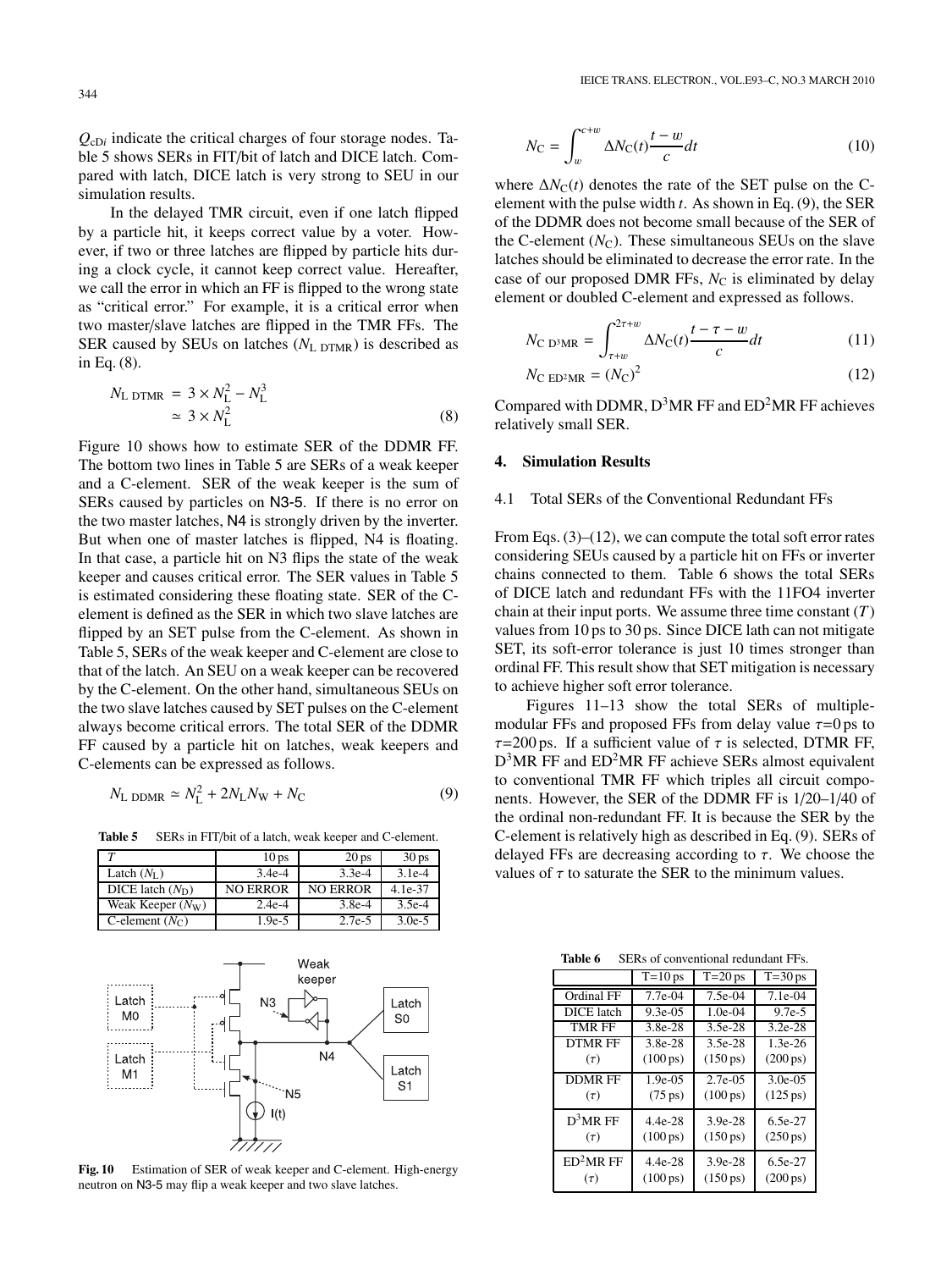$Q_{cDi}$ indicate the critical charges of four storage nodes. Table 5 shows SERs in FIT/bit of latch and DICE latch. Compared with latch, DICE latch is very strong to SEU in our simulation results.

In the delayed TMR circuit, even if one latch flipped by a particle hit, it keeps correct value by a voter. However, if two or three latches are flipped by particle hits during a clock cycle, it cannot keep correct value. Hereafter, we call the error in which an FF is flipped to the wrong state as "critical error." For example, it is a critical error when two master/slave latches are flipped in the TMR FFs. The SER caused by SEUs on latches ($N_{\mathrm{L\ DTMR}}$) is described as in Eq. (8).

$$N_{\mathrm{L\ DTMR}} = 3 \times N_{\mathrm{L}}^2 - N_{\mathrm{L}}^3 \simeq 3 \times N_{\mathrm{L}}^2 \tag{8}$$

Figure 10 shows how to estimate SER of the DDMR FF. The bottom two lines in Table 5 are SERs of a weak keeper and a C-element. SER of the weak keeper is the sum of SERs caused by particles on N3-5. If there is no error on the two master latches, N4 is strongly driven by the inverter. But when one of master latches is flipped, N4 is floating. In that case, a particle hit on N3 flips the state of the weak keeper and causes critical error. The SER values in Table 5 is estimated considering these floating state. SER of the C-element is defined as the SER in which two slave latches are flipped by an SET pulse from the C-element. As shown in Table 5, SERs of the weak keeper and C-element are close to that of the latch. An SEU on a weak keeper can be recovered by the C-element. On the other hand, simultaneous SEUs on the two slave latches caused by SET pulses on the C-element always become critical errors. The total SER of the DDMR FF caused by a particle hit on latches, weak keepers and C-elements can be expressed as follows.

$$N_{\mathrm{L\ DDMR}} \simeq N_{\mathrm{L}}^2 + 2N_{\mathrm{L}}N_{\mathrm{W}} + N_{\mathrm{C}} \tag{9}$$

**Table 5** SERs in FIT/bit of a latch, weak keeper and C-element.

| $T$ | 10 ps | 20 ps | 30 ps |
|---|---|---|---|
| Latch ($N_{\mathrm{L}}$) | 3.4e-4 | 3.3e-4 | 3.1e-4 |
| DICE latch ($N_{\mathrm{D}}$) | NO ERROR | NO ERROR | 4.1e-37 |
| Weak Keeper ($N_{\mathrm{W}}$) | 2.4e-4 | 3.8e-4 | 3.5e-4 |
| C-element ($N_{\mathrm{C}}$) | 1.9e-5 | 2.7e-5 | 3.0e-5 |

**Fig. 10** Estimation of SER of weak keeper and C-element. High-energy neutron on N3-5 may flip a weak keeper and two slave latches.

$$N_{\mathrm{C}} = \int_{w}^{c+w} \Delta N_{\mathrm{C}}(t)\frac{t-w}{c}dt \tag{10}$$

where $\Delta N_{\mathrm{C}}(t)$ denotes the rate of the SET pulse on the C-element with the pulse width $t$. As shown in Eq. (9), the SER of the DDMR does not become small because of the SER of the C-element ($N_{\mathrm{C}}$). These simultaneous SEUs on the slave latches should be eliminated to decrease the error rate. In the case of our proposed DMR FFs, $N_{\mathrm{C}}$ is eliminated by delay element or doubled C-element and expressed as follows.

$$N_{\mathrm{C\ D^3MR}} = \int_{\tau+w}^{2\tau+w} \Delta N_{\mathrm{C}}(t)\frac{t-\tau-w}{c}dt \tag{11}$$

$$N_{\mathrm{C\ ED^2MR}} = (N_{\mathrm{C}})^2 \tag{12}$$

Compared with DDMR, $\mathrm{D^3MR}$ FF and $\mathrm{ED^2MR}$ FF achieves relatively small SER.

## 4. Simulation Results

### 4.1 Total SERs of the Conventional Redundant FFs

From Eqs. (3)–(12), we can compute the total soft error rates considering SEUs caused by a particle hit on FFs or inverter chains connected to them. Table 6 shows the total SERs of DICE latch and redundant FFs with the 11FO4 inverter chain at their input ports. We assume three time constant ($T$) values from 10 ps to 30 ps. Since DICE lath can not mitigate SET, its soft-error tolerance is just 10 times stronger than ordinal FF. This result show that SET mitigation is necessary to achieve higher soft error tolerance.

Figures 11–13 show the total SERs of multiple-modular FFs and proposed FFs from delay value $\tau$=0 ps to $\tau$=200 ps. If a sufficient value of $\tau$ is selected, DTMR FF, $\mathrm{D^3MR}$ FF and $\mathrm{ED^2MR}$ FF achieve SERs almost equivalent to conventional TMR FF which triples all circuit components. However, the SER of the DDMR FF is 1/20–1/40 of the ordinal non-redundant FF. It is because the SER by the C-element is relatively high as described in Eq. (9). SERs of delayed FFs are decreasing according to $\tau$. We choose the values of $\tau$ to saturate the SER to the minimum values.

**Table 6** SERs of conventional redundant FFs.

| | T=10 ps | T=20 ps | T=30 ps |
|---|---|---|---|
| Ordinal FF | 7.7e-04 | 7.5e-04 | 7.1e-04 |
| DICE latch | 9.3e-05 | 1.0e-04 | 9.7e-5 |
| TMR FF | 3.8e-28 | 3.5e-28 | 3.2e-28 |
| DTMR FF ($\tau$) | 3.8e-28 (100 ps) | 3.5e-28 (150 ps) | 1.3e-26 (200 ps) |
| DDMR FF ($\tau$) | 1.9e-05 (75 ps) | 2.7e-05 (100 ps) | 3.0e-05 (125 ps) |
| $\mathrm{D^3MR}$ FF ($\tau$) | 4.4e-28 (100 ps) | 3.9e-28 (150 ps) | 6.5e-27 (250 ps) |
| $\mathrm{ED^2MR}$ FF ($\tau$) | 4.4e-28 (100 ps) | 3.9e-28 (150 ps) | 6.5e-27 (200 ps) |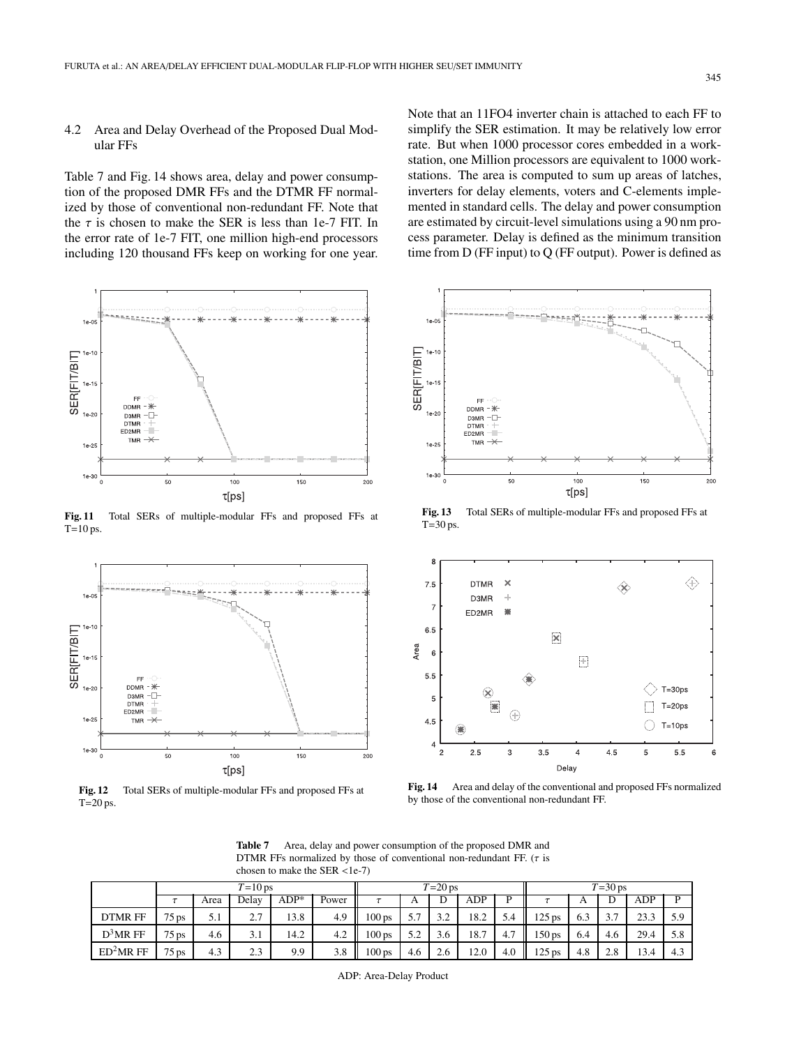### 4.2 Area and Delay Overhead of the Proposed Dual Modular FFs

Table 7 and Fig. 14 shows area, delay and power consumption of the proposed DMR FFs and the DTMR FF normalized by those of conventional non-redundant FF. Note that the $\tau$ is chosen to make the SER is less than 1e-7 FIT. In the error rate of 1e-7 FIT, one million high-end processors including 120 thousand FFs keep on working for one year. Note that an 11FO4 inverter chain is attached to each FF to simplify the SER estimation. It may be relatively low error rate. But when 1000 processor cores embedded in a workstation, one Million processors are equivalent to 1000 workstations. The area is computed to sum up areas of latches, inverters for delay elements, voters and C-elements implemented in standard cells. The delay and power consumption are estimated by circuit-level simulations using a 90 nm process parameter. Delay is defined as the minimum transition time from D (FF input) to Q (FF output). Power is defined as

**Fig. 11** Total SERs of multiple-modular FFs and proposed FFs at T=10 ps.

**Fig. 12** Total SERs of multiple-modular FFs and proposed FFs at T=20 ps.

**Fig. 13** Total SERs of multiple-modular FFs and proposed FFs at T=30 ps.

**Fig. 14** Area and delay of the conventional and proposed FFs normalized by those of the conventional non-redundant FF.

**Table 7** Area, delay and power consumption of the proposed DMR and DTMR FFs normalized by those of conventional non-redundant FF. ($\tau$ is chosen to make the SER <1e-7)

| | $T$=10 ps | | | | | $T$=20 ps | | | | | $T$=30 ps | | | | |
|---|---|---|---|---|---|---|---|---|---|---|---|---|---|---|---|
| | $\tau$ | Area | Delay | ADP* | Power | $\tau$ | A | D | ADP | P | $\tau$ | A | D | ADP | P |
| DTMR FF | 75 ps | 5.1 | 2.7 | 13.8 | 4.9 | 100 ps | 5.7 | 3.2 | 18.2 | 5.4 | 125 ps | 6.3 | 3.7 | 23.3 | 5.9 |
| $D^3$MR FF | 75 ps | 4.6 | 3.1 | 14.2 | 4.2 | 100 ps | 5.2 | 3.6 | 18.7 | 4.7 | 150 ps | 6.4 | 4.6 | 29.4 | 5.8 |
| $ED^2$MR FF | 75 ps | 4.3 | 2.3 | 9.9 | 3.8 | 100 ps | 4.6 | 2.6 | 12.0 | 4.0 | 125 ps | 4.8 | 2.8 | 13.4 | 4.3 |

ADP: Area-Delay Product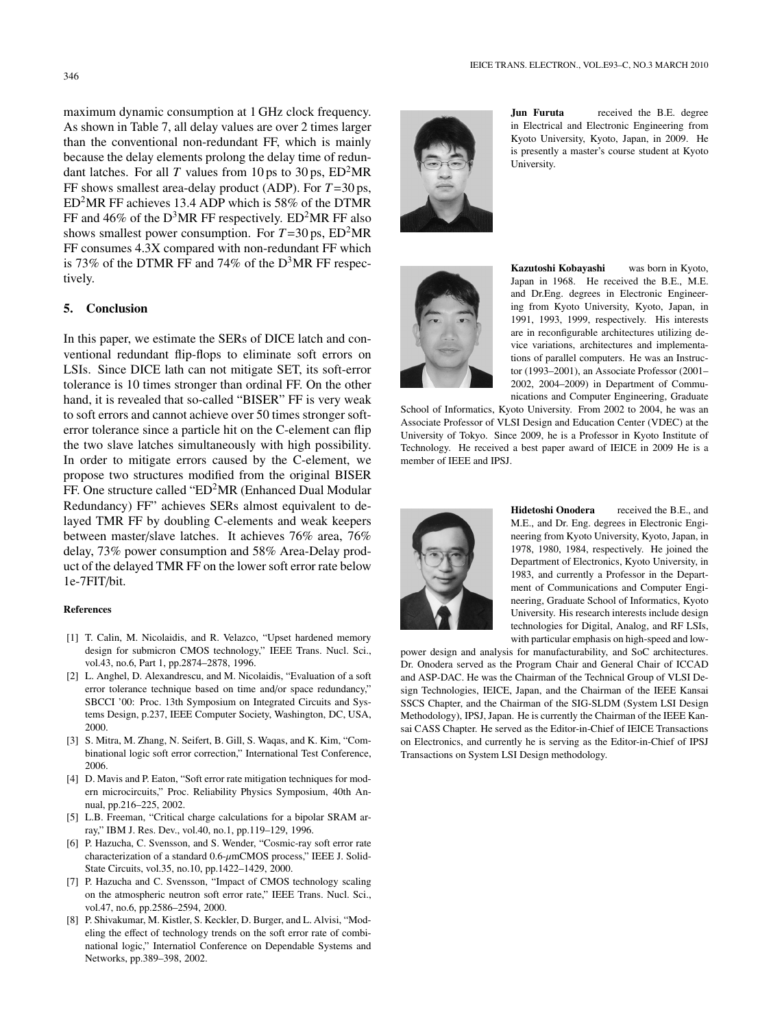maximum dynamic consumption at 1 GHz clock frequency. As shown in Table 7, all delay values are over 2 times larger than the conventional non-redundant FF, which is mainly because the delay elements prolong the delay time of redundant latches. For all $T$ values from 10 ps to 30 ps, $\mathrm{ED^2MR}$ FF shows smallest area-delay product (ADP). For $T$=30 ps, $\mathrm{ED^2MR}$ FF achieves 13.4 ADP which is 58% of the DTMR FF and 46% of the $\mathrm{D^3MR}$ FF respectively. $\mathrm{ED^2MR}$ FF also shows smallest power consumption. For $T$=30 ps, $\mathrm{ED^2MR}$ FF consumes 4.3X compared with non-redundant FF which is 73% of the DTMR FF and 74% of the $\mathrm{D^3MR}$ FF respectively.

## 5. Conclusion

In this paper, we estimate the SERs of DICE latch and conventional redundant flip-flops to eliminate soft errors on LSIs. Since DICE lath can not mitigate SET, its soft-error tolerance is 10 times stronger than ordinal FF. On the other hand, it is revealed that so-called "BISER" FF is very weak to soft errors and cannot achieve over 50 times stronger soft-error tolerance since a particle hit on the C-element can flip the two slave latches simultaneously with high possibility. In order to mitigate errors caused by the C-element, we propose two structures modified from the original BISER FF. One structure called "$\mathrm{ED^2MR}$ (Enhanced Dual Modular Redundancy) FF" achieves SERs almost equivalent to delayed TMR FF by doubling C-elements and weak keepers between master/slave latches. It achieves 76% area, 76% delay, 73% power consumption and 58% Area-Delay product of the delayed TMR FF on the lower soft error rate below 1e-7FIT/bit.

#### References

[1] T. Calin, M. Nicolaidis, and R. Velazco, "Upset hardened memory design for submicron CMOS technology," IEEE Trans. Nucl. Sci., vol.43, no.6, Part 1, pp.2874–2878, 1996.

[2] L. Anghel, D. Alexandrescu, and M. Nicolaidis, "Evaluation of a soft error tolerance technique based on time and/or space redundancy," SBCCI '00: Proc. 13th Symposium on Integrated Circuits and Systems Design, p.237, IEEE Computer Society, Washington, DC, USA, 2000.

[3] S. Mitra, M. Zhang, N. Seifert, B. Gill, S. Waqas, and K. Kim, "Combinational logic soft error correction," International Test Conference, 2006.

[4] D. Mavis and P. Eaton, "Soft error rate mitigation techniques for modern microcircuits," Proc. Reliability Physics Symposium, 40th Annual, pp.216–225, 2002.

[5] L.B. Freeman, "Critical charge calculations for a bipolar SRAM array," IBM J. Res. Dev., vol.40, no.1, pp.119–129, 1996.

[6] P. Hazucha, C. Svensson, and S. Wender, "Cosmic-ray soft error rate characterization of a standard 0.6-$\mu$mCMOS process," IEEE J. Solid-State Circuits, vol.35, no.10, pp.1422–1429, 2000.

[7] P. Hazucha and C. Svensson, "Impact of CMOS technology scaling on the atmospheric neutron soft error rate," IEEE Trans. Nucl. Sci., vol.47, no.6, pp.2586–2594, 2000.

[8] P. Shivakumar, M. Kistler, S. Keckler, D. Burger, and L. Alvisi, "Modeling the effect of technology trends on the soft error rate of combinational logic," Internatiol Conference on Dependable Systems and Networks, pp.389–398, 2002.

**Jun Furuta** received the B.E. degree in Electrical and Electronic Engineering from Kyoto University, Kyoto, Japan, in 2009. He is presently a master's course student at Kyoto University.

**Kazutoshi Kobayashi** was born in Kyoto, Japan in 1968. He received the B.E., M.E. and Dr.Eng. degrees in Electronic Engineering from Kyoto University, Kyoto, Japan, in 1991, 1993, 1999, respectively. His interests are in reconfigurable architectures utilizing device variations, architectures and implementations of parallel computers. He was an Instructor (1993–2001), an Associate Professor (2001–2002, 2004–2009) in Department of Communications and Computer Engineering, Graduate School of Informatics, Kyoto University. From 2002 to 2004, he was an Associate Professor of VLSI Design and Education Center (VDEC) at the University of Tokyo. Since 2009, he is a Professor in Kyoto Institute of Technology. He received a best paper award of IEICE in 2009 He is a member of IEEE and IPSJ.

**Hidetoshi Onodera** received the B.E., and M.E., and Dr. Eng. degrees in Electronic Engineering from Kyoto University, Kyoto, Japan, in 1978, 1980, 1984, respectively. He joined the Department of Electronics, Kyoto University, in 1983, and currently a Professor in the Department of Communications and Computer Engineering, Graduate School of Informatics, Kyoto University. His research interests include design technologies for Digital, Analog, and RF LSIs, with particular emphasis on high-speed and low-power design and analysis for manufacturability, and SoC architectures. Dr. Onodera served as the Program Chair and General Chair of ICCAD and ASP-DAC. He was the Chairman of the Technical Group of VLSI Design Technologies, IEICE, Japan, and the Chairman of the IEEE Kansai SSCS Chapter, and the Chairman of the SIG-SLDM (System LSI Design Methodology), IPSJ, Japan. He is currently the Chairman of the IEEE Kansai CASS Chapter. He served as the Editor-in-Chief of IEICE Transactions on Electronics, and currently he is serving as the Editor-in-Chief of IPSJ Transactions on System LSI Design methodology.